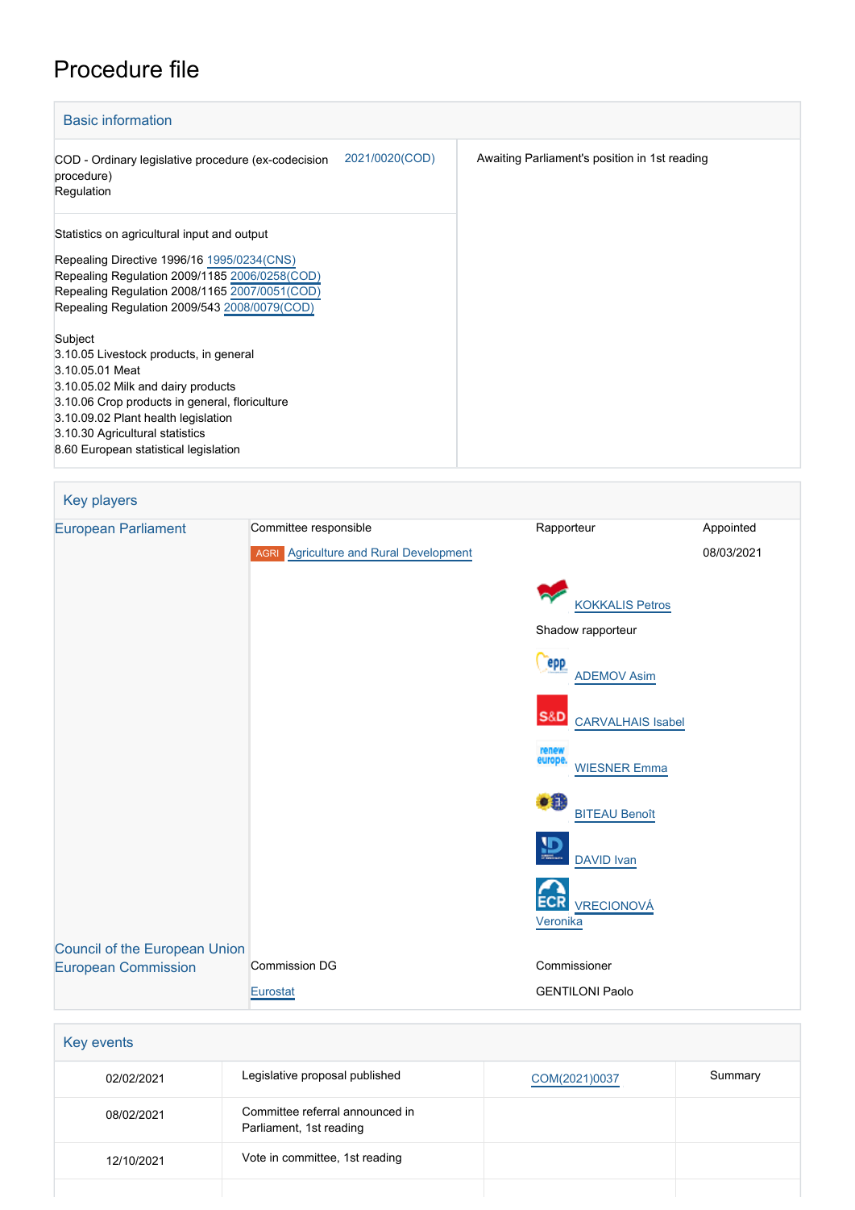# Procedure file

## Basic information

| | |
|---|---|
| COD - Ordinary legislative procedure (ex-codecision procedure)<br>Regulation | 2021/0020(COD) |
| Awaiting Parliament's position in 1st reading | |

Statistics on agricultural input and output

Repealing Directive 1996/16 1995/0234(CNS)
Repealing Regulation 2009/1185 2006/0258(COD)
Repealing Regulation 2008/1165 2007/0051(COD)
Repealing Regulation 2009/543 2008/0079(COD)

Subject
3.10.05 Livestock products, in general
3.10.05.01 Meat
3.10.05.02 Milk and dairy products
3.10.06 Crop products in general, floriculture
3.10.09.02 Plant health legislation
3.10.30 Agricultural statistics
8.60 European statistical legislation

## Key players

| | | | |
|---|---|---|---|
| European Parliament | Committee responsible | Rapporteur | Appointed |
| | AGRI Agriculture and Rural Development | | 08/03/2021 |
| | | KOKKALIS Petros | |
| | | Shadow rapporteur | |
| | | ADEMOV Asim | |
| | | CARVALHAIS Isabel | |
| | | WIESNER Emma | |
| | | BITEAU Benoît | |
| | | DAVID Ivan | |
| | | VRECIONOVÁ Veronika | |
| Council of the European Union | | | |
| European Commission | Commission DG | Commissioner | |
| | Eurostat | GENTILONI Paolo | |

## Key events

| | | | |
|---|---|---|---|
| 02/02/2021 | Legislative proposal published | COM(2021)0037 | Summary |
| 08/02/2021 | Committee referral announced in Parliament, 1st reading | | |
| 12/10/2021 | Vote in committee, 1st reading | | |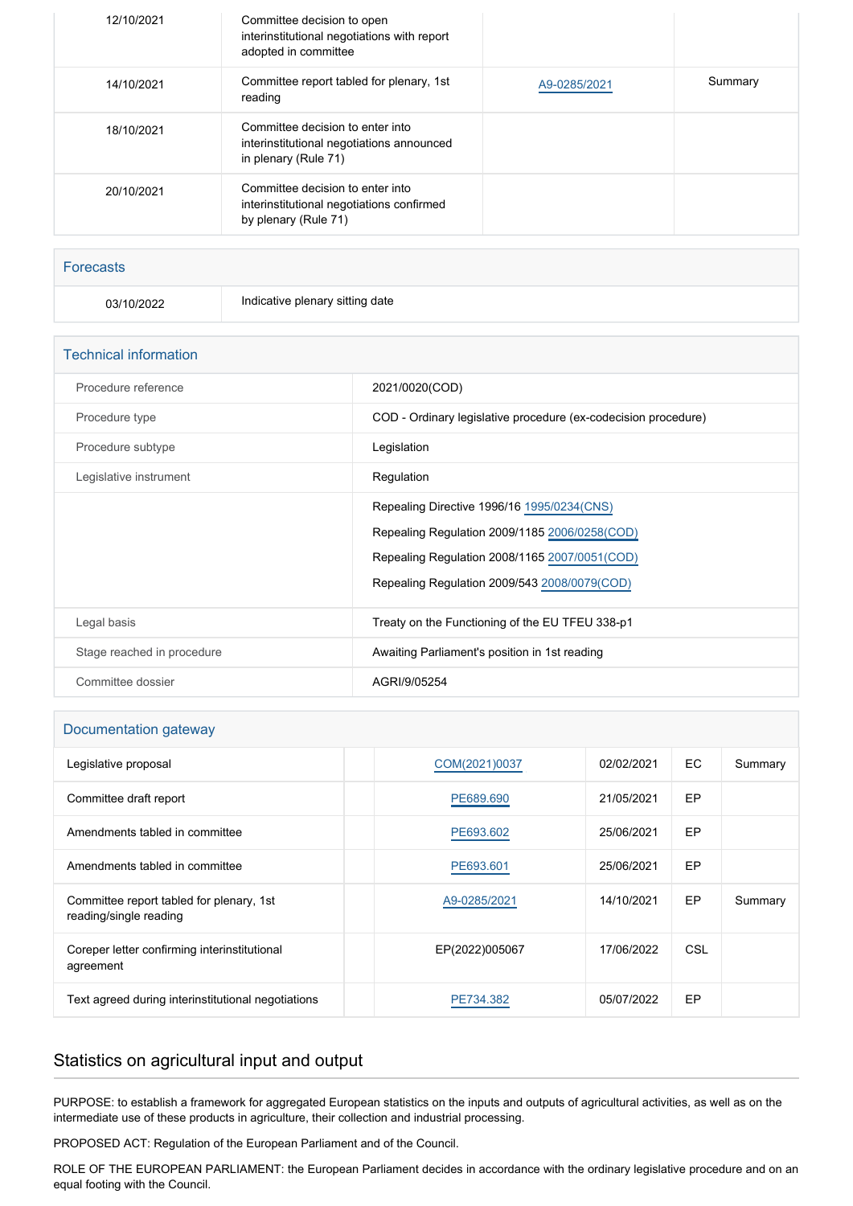| | | | |
|---|---|---|---|
| 12/10/2021 | Committee decision to open interinstitutional negotiations with report adopted in committee | | |
| 14/10/2021 | Committee report tabled for plenary, 1st reading | A9-0285/2021 | Summary |
| 18/10/2021 | Committee decision to enter into interinstitutional negotiations announced in plenary (Rule 71) | | |
| 20/10/2021 | Committee decision to enter into interinstitutional negotiations confirmed by plenary (Rule 71) | | |

## Forecasts

| | |
|---|---|
| 03/10/2022 | Indicative plenary sitting date |

## Technical information

| | |
|---|---|
| Procedure reference | 2021/0020(COD) |
| Procedure type | COD - Ordinary legislative procedure (ex-codecision procedure) |
| Procedure subtype | Legislation |
| Legislative instrument | Regulation |
| | Repealing Directive 1996/16 1995/0234(CNS)<br>Repealing Regulation 2009/1185 2006/0258(COD)<br>Repealing Regulation 2008/1165 2007/0051(COD)<br>Repealing Regulation 2009/543 2008/0079(COD) |
| Legal basis | Treaty on the Functioning of the EU TFEU 338-p1 |
| Stage reached in procedure | Awaiting Parliament's position in 1st reading |
| Committee dossier | AGRI/9/05254 |

## Documentation gateway

| | | | | | |
|---|---|---|---|---|---|
| Legislative proposal | | COM(2021)0037 | 02/02/2021 | EC | Summary |
| Committee draft report | | PE689.690 | 21/05/2021 | EP | |
| Amendments tabled in committee | | PE693.602 | 25/06/2021 | EP | |
| Amendments tabled in committee | | PE693.601 | 25/06/2021 | EP | |
| Committee report tabled for plenary, 1st reading/single reading | | A9-0285/2021 | 14/10/2021 | EP | Summary |
| Coreper letter confirming interinstitutional agreement | | EP(2022)005067 | 17/06/2022 | CSL | |
| Text agreed during interinstitutional negotiations | | PE734.382 | 05/07/2022 | EP | |

## Statistics on agricultural input and output

PURPOSE: to establish a framework for aggregated European statistics on the inputs and outputs of agricultural activities, as well as on the intermediate use of these products in agriculture, their collection and industrial processing.

PROPOSED ACT: Regulation of the European Parliament and of the Council.

ROLE OF THE EUROPEAN PARLIAMENT: the European Parliament decides in accordance with the ordinary legislative procedure and on an equal footing with the Council.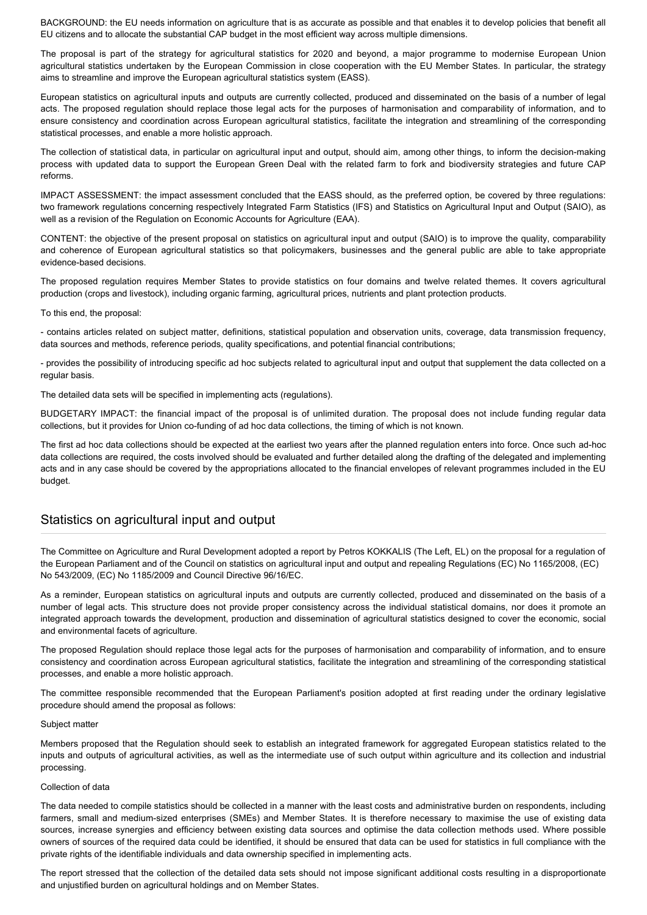BACKGROUND: the EU needs information on agriculture that is as accurate as possible and that enables it to develop policies that benefit all EU citizens and to allocate the substantial CAP budget in the most efficient way across multiple dimensions.

The proposal is part of the strategy for agricultural statistics for 2020 and beyond, a major programme to modernise European Union agricultural statistics undertaken by the European Commission in close cooperation with the EU Member States. In particular, the strategy aims to streamline and improve the European agricultural statistics system (EASS).

European statistics on agricultural inputs and outputs are currently collected, produced and disseminated on the basis of a number of legal acts. The proposed regulation should replace those legal acts for the purposes of harmonisation and comparability of information, and to ensure consistency and coordination across European agricultural statistics, facilitate the integration and streamlining of the corresponding statistical processes, and enable a more holistic approach.

The collection of statistical data, in particular on agricultural input and output, should aim, among other things, to inform the decision-making process with updated data to support the European Green Deal with the related farm to fork and biodiversity strategies and future CAP reforms.

IMPACT ASSESSMENT: the impact assessment concluded that the EASS should, as the preferred option, be covered by three regulations: two framework regulations concerning respectively Integrated Farm Statistics (IFS) and Statistics on Agricultural Input and Output (SAIO), as well as a revision of the Regulation on Economic Accounts for Agriculture (EAA).

CONTENT: the objective of the present proposal on statistics on agricultural input and output (SAIO) is to improve the quality, comparability and coherence of European agricultural statistics so that policymakers, businesses and the general public are able to take appropriate evidence-based decisions.

The proposed regulation requires Member States to provide statistics on four domains and twelve related themes. It covers agricultural production (crops and livestock), including organic farming, agricultural prices, nutrients and plant protection products.

To this end, the proposal:

- contains articles related on subject matter, definitions, statistical population and observation units, coverage, data transmission frequency, data sources and methods, reference periods, quality specifications, and potential financial contributions;

- provides the possibility of introducing specific ad hoc subjects related to agricultural input and output that supplement the data collected on a regular basis.

The detailed data sets will be specified in implementing acts (regulations).

BUDGETARY IMPACT: the financial impact of the proposal is of unlimited duration. The proposal does not include funding regular data collections, but it provides for Union co-funding of ad hoc data collections, the timing of which is not known.

The first ad hoc data collections should be expected at the earliest two years after the planned regulation enters into force. Once such ad-hoc data collections are required, the costs involved should be evaluated and further detailed along the drafting of the delegated and implementing acts and in any case should be covered by the appropriations allocated to the financial envelopes of relevant programmes included in the EU budget.

## Statistics on agricultural input and output

The Committee on Agriculture and Rural Development adopted a report by Petros KOKKALIS (The Left, EL) on the proposal for a regulation of the European Parliament and of the Council on statistics on agricultural input and output and repealing Regulations (EC) No 1165/2008, (EC) No 543/2009, (EC) No 1185/2009 and Council Directive 96/16/EC.

As a reminder, European statistics on agricultural inputs and outputs are currently collected, produced and disseminated on the basis of a number of legal acts. This structure does not provide proper consistency across the individual statistical domains, nor does it promote an integrated approach towards the development, production and dissemination of agricultural statistics designed to cover the economic, social and environmental facets of agriculture.

The proposed Regulation should replace those legal acts for the purposes of harmonisation and comparability of information, and to ensure consistency and coordination across European agricultural statistics, facilitate the integration and streamlining of the corresponding statistical processes, and enable a more holistic approach.

The committee responsible recommended that the European Parliament's position adopted at first reading under the ordinary legislative procedure should amend the proposal as follows:

Subject matter

Members proposed that the Regulation should seek to establish an integrated framework for aggregated European statistics related to the inputs and outputs of agricultural activities, as well as the intermediate use of such output within agriculture and its collection and industrial processing.

Collection of data

The data needed to compile statistics should be collected in a manner with the least costs and administrative burden on respondents, including farmers, small and medium-sized enterprises (SMEs) and Member States. It is therefore necessary to maximise the use of existing data sources, increase synergies and efficiency between existing data sources and optimise the data collection methods used. Where possible owners of sources of the required data could be identified, it should be ensured that data can be used for statistics in full compliance with the private rights of the identifiable individuals and data ownership specified in implementing acts.

The report stressed that the collection of the detailed data sets should not impose significant additional costs resulting in a disproportionate and unjustified burden on agricultural holdings and on Member States.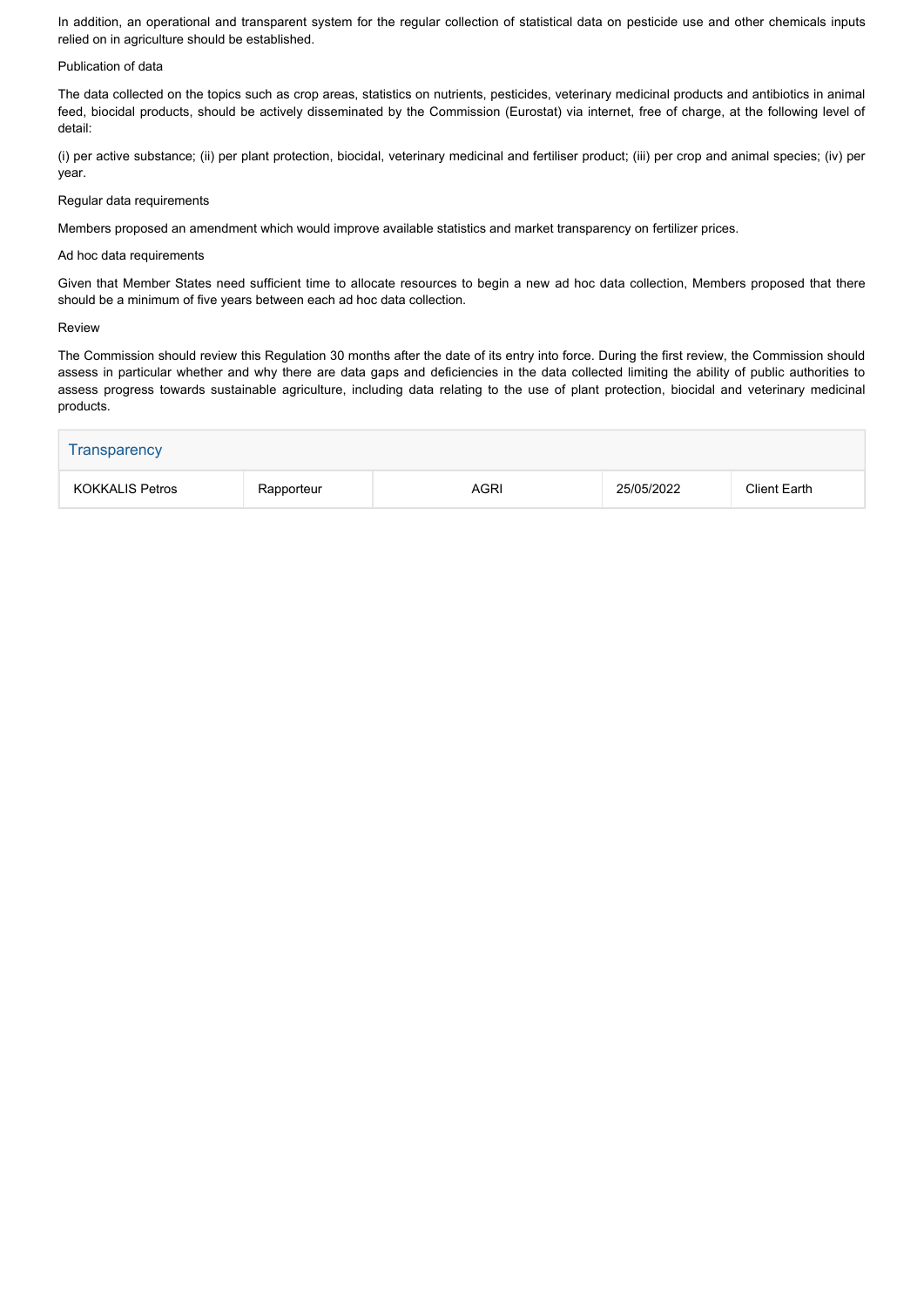In addition, an operational and transparent system for the regular collection of statistical data on pesticide use and other chemicals inputs relied on in agriculture should be established.

Publication of data

The data collected on the topics such as crop areas, statistics on nutrients, pesticides, veterinary medicinal products and antibiotics in animal feed, biocidal products, should be actively disseminated by the Commission (Eurostat) via internet, free of charge, at the following level of detail:

(i) per active substance; (ii) per plant protection, biocidal, veterinary medicinal and fertiliser product; (iii) per crop and animal species; (iv) per year.

Regular data requirements

Members proposed an amendment which would improve available statistics and market transparency on fertilizer prices.

Ad hoc data requirements

Given that Member States need sufficient time to allocate resources to begin a new ad hoc data collection, Members proposed that there should be a minimum of five years between each ad hoc data collection.

Review

The Commission should review this Regulation 30 months after the date of its entry into force. During the first review, the Commission should assess in particular whether and why there are data gaps and deficiencies in the data collected limiting the ability of public authorities to assess progress towards sustainable agriculture, including data relating to the use of plant protection, biocidal and veterinary medicinal products.

## Transparency

| | | | | |
|---|---|---|---|---|
| KOKKALIS Petros | Rapporteur | AGRI | 25/05/2022 | Client Earth |